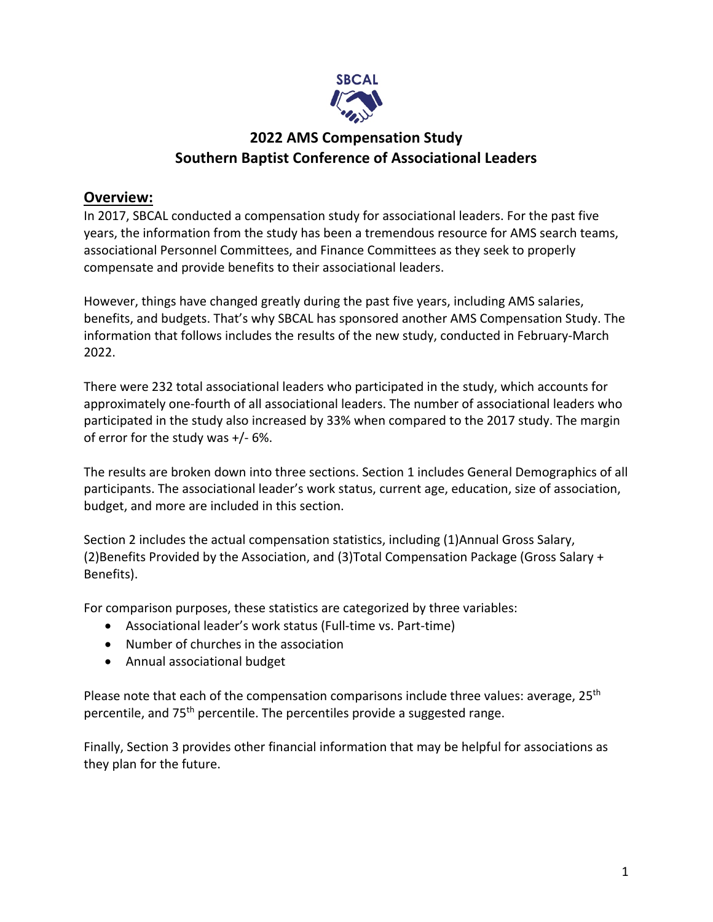SBCAL

# 2022 AMS Compensation Study
# Southern Baptist Conference of Associational Leaders

## Overview:

In 2017, SBCAL conducted a compensation study for associational leaders. For the past five years, the information from the study has been a tremendous resource for AMS search teams, associational Personnel Committees, and Finance Committees as they seek to properly compensate and provide benefits to their associational leaders.

However, things have changed greatly during the past five years, including AMS salaries, benefits, and budgets. That's why SBCAL has sponsored another AMS Compensation Study. The information that follows includes the results of the new study, conducted in February-March 2022.

There were 232 total associational leaders who participated in the study, which accounts for approximately one-fourth of all associational leaders. The number of associational leaders who participated in the study also increased by 33% when compared to the 2017 study. The margin of error for the study was +/- 6%.

The results are broken down into three sections. Section 1 includes General Demographics of all participants. The associational leader's work status, current age, education, size of association, budget, and more are included in this section.

Section 2 includes the actual compensation statistics, including (1)Annual Gross Salary, (2)Benefits Provided by the Association, and (3)Total Compensation Package (Gross Salary + Benefits).

For comparison purposes, these statistics are categorized by three variables:

- Associational leader's work status (Full-time vs. Part-time)
- Number of churches in the association
- Annual associational budget

Please note that each of the compensation comparisons include three values: average, 25th percentile, and 75th percentile. The percentiles provide a suggested range.

Finally, Section 3 provides other financial information that may be helpful for associations as they plan for the future.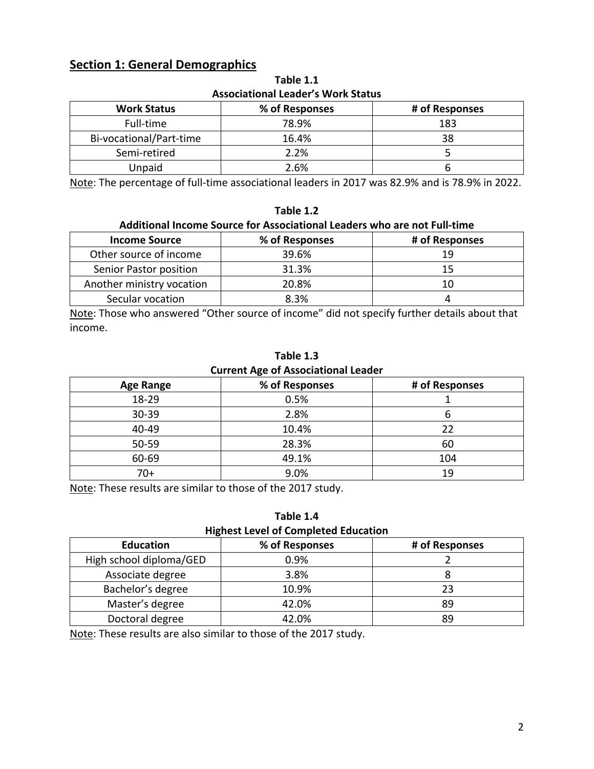## Section 1: General Demographics

**Table 1.1**
**Associational Leader's Work Status**

| Work Status | % of Responses | # of Responses |
|---|---|---|
| Full-time | 78.9% | 183 |
| Bi-vocational/Part-time | 16.4% | 38 |
| Semi-retired | 2.2% | 5 |
| Unpaid | 2.6% | 6 |

Note: The percentage of full-time associational leaders in 2017 was 82.9% and is 78.9% in 2022.

**Table 1.2**
**Additional Income Source for Associational Leaders who are not Full-time**

| Income Source | % of Responses | # of Responses |
|---|---|---|
| Other source of income | 39.6% | 19 |
| Senior Pastor position | 31.3% | 15 |
| Another ministry vocation | 20.8% | 10 |
| Secular vocation | 8.3% | 4 |

Note: Those who answered "Other source of income" did not specify further details about that income.

**Table 1.3**
**Current Age of Associational Leader**

| Age Range | % of Responses | # of Responses |
|---|---|---|
| 18-29 | 0.5% | 1 |
| 30-39 | 2.8% | 6 |
| 40-49 | 10.4% | 22 |
| 50-59 | 28.3% | 60 |
| 60-69 | 49.1% | 104 |
| 70+ | 9.0% | 19 |

Note: These results are similar to those of the 2017 study.

**Table 1.4**
**Highest Level of Completed Education**

| Education | % of Responses | # of Responses |
|---|---|---|
| High school diploma/GED | 0.9% | 2 |
| Associate degree | 3.8% | 8 |
| Bachelor's degree | 10.9% | 23 |
| Master's degree | 42.0% | 89 |
| Doctoral degree | 42.0% | 89 |

Note: These results are also similar to those of the 2017 study.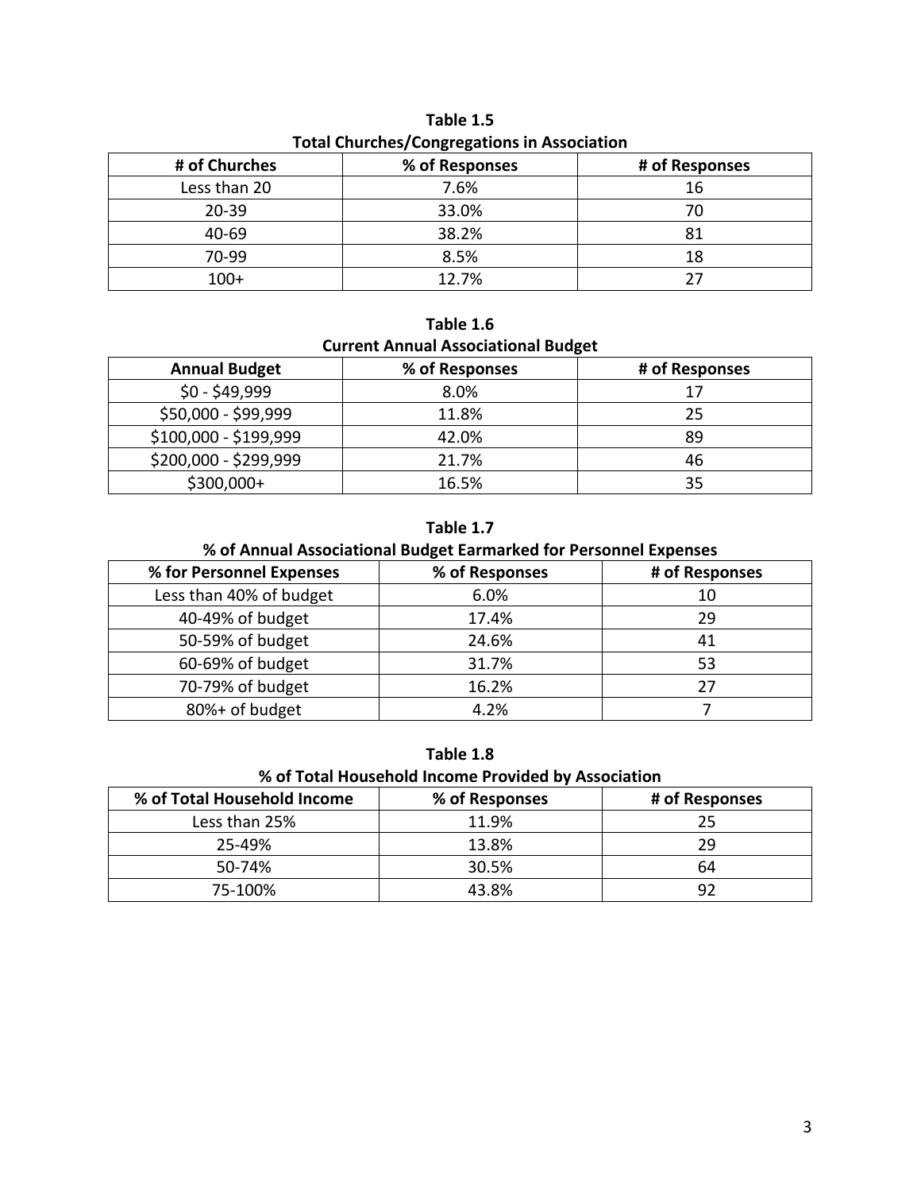**Table 1.5**

**Total Churches/Congregations in Association**

| # of Churches | % of Responses | # of Responses |
|---|---|---|
| Less than 20 | 7.6% | 16 |
| 20-39 | 33.0% | 70 |
| 40-69 | 38.2% | 81 |
| 70-99 | 8.5% | 18 |
| 100+ | 12.7% | 27 |

**Table 1.6**

**Current Annual Associational Budget**

| Annual Budget | % of Responses | # of Responses |
|---|---|---|
| $0 - $49,999 | 8.0% | 17 |
| $50,000 - $99,999 | 11.8% | 25 |
| $100,000 - $199,999 | 42.0% | 89 |
| $200,000 - $299,999 | 21.7% | 46 |
| $300,000+ | 16.5% | 35 |

**Table 1.7**

**% of Annual Associational Budget Earmarked for Personnel Expenses**

| % for Personnel Expenses | % of Responses | # of Responses |
|---|---|---|
| Less than 40% of budget | 6.0% | 10 |
| 40-49% of budget | 17.4% | 29 |
| 50-59% of budget | 24.6% | 41 |
| 60-69% of budget | 31.7% | 53 |
| 70-79% of budget | 16.2% | 27 |
| 80%+ of budget | 4.2% | 7 |

**Table 1.8**

**% of Total Household Income Provided by Association**

| % of Total Household Income | % of Responses | # of Responses |
|---|---|---|
| Less than 25% | 11.9% | 25 |
| 25-49% | 13.8% | 29 |
| 50-74% | 30.5% | 64 |
| 75-100% | 43.8% | 92 |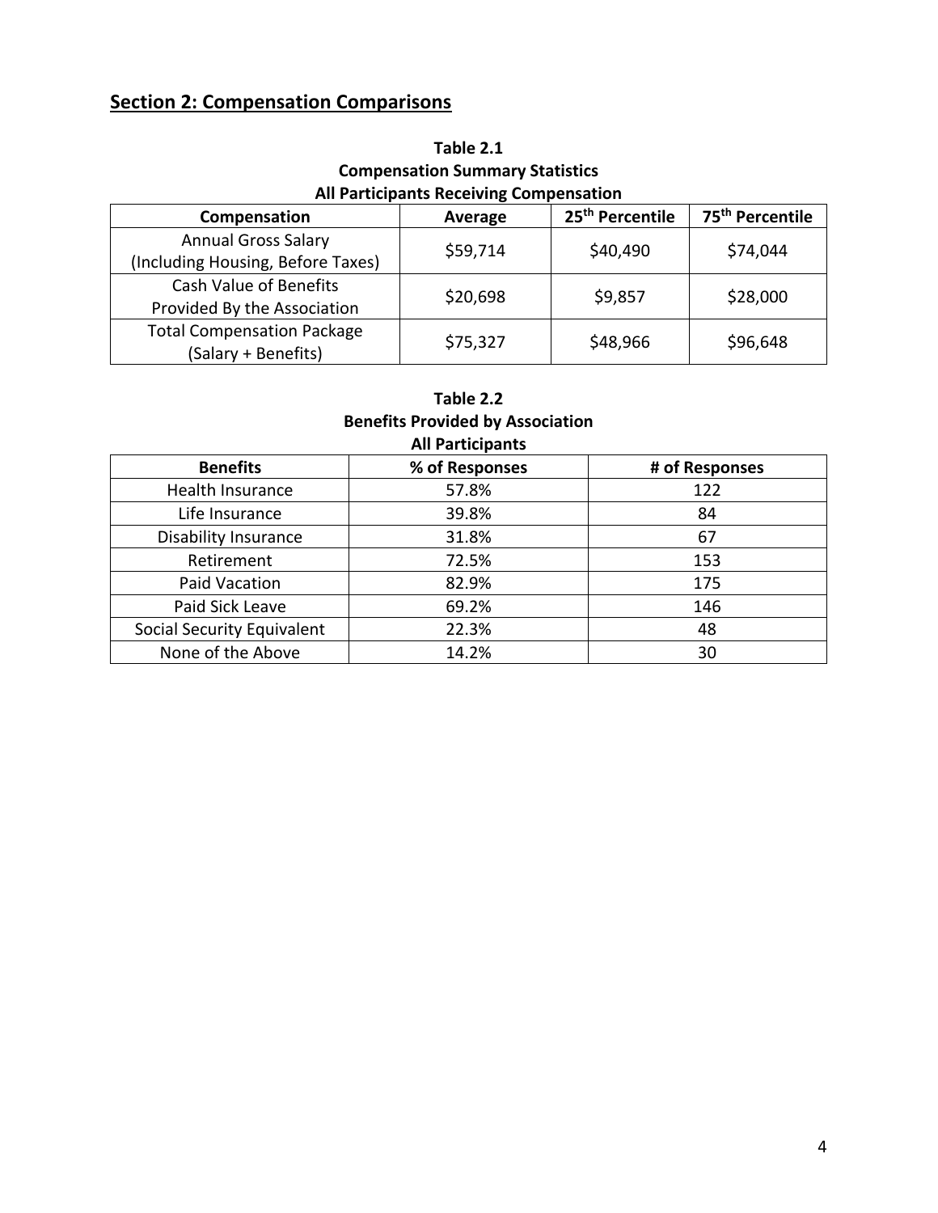## Section 2: Compensation Comparisons

**Table 2.1**
**Compensation Summary Statistics**
**All Participants Receiving Compensation**

| Compensation | Average | 25th Percentile | 75th Percentile |
|---|---|---|---|
| Annual Gross Salary (Including Housing, Before Taxes) | $59,714 | $40,490 | $74,044 |
| Cash Value of Benefits Provided By the Association | $20,698 | $9,857 | $28,000 |
| Total Compensation Package (Salary + Benefits) | $75,327 | $48,966 | $96,648 |

**Table 2.2**
**Benefits Provided by Association**
**All Participants**

| Benefits | % of Responses | # of Responses |
|---|---|---|
| Health Insurance | 57.8% | 122 |
| Life Insurance | 39.8% | 84 |
| Disability Insurance | 31.8% | 67 |
| Retirement | 72.5% | 153 |
| Paid Vacation | 82.9% | 175 |
| Paid Sick Leave | 69.2% | 146 |
| Social Security Equivalent | 22.3% | 48 |
| None of the Above | 14.2% | 30 |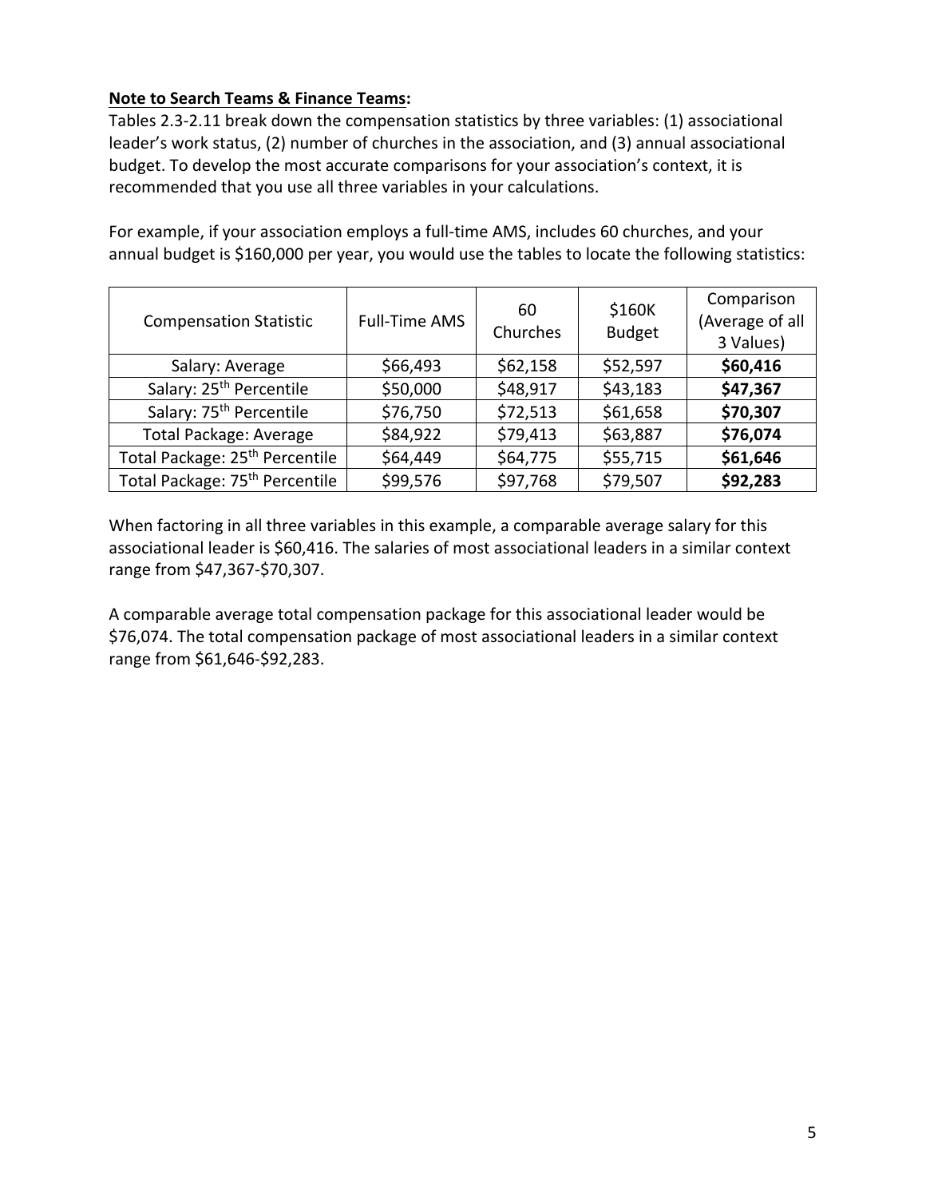**Note to Search Teams & Finance Teams:**

Tables 2.3-2.11 break down the compensation statistics by three variables: (1) associational leader's work status, (2) number of churches in the association, and (3) annual associational budget. To develop the most accurate comparisons for your association's context, it is recommended that you use all three variables in your calculations.

For example, if your association employs a full-time AMS, includes 60 churches, and your annual budget is $160,000 per year, you would use the tables to locate the following statistics:

| Compensation Statistic | Full-Time AMS | 60 Churches | $160K Budget | Comparison (Average of all 3 Values) |
|---|---|---|---|---|
| Salary: Average | $66,493 | $62,158 | $52,597 | **$60,416** |
| Salary: 25th Percentile | $50,000 | $48,917 | $43,183 | **$47,367** |
| Salary: 75th Percentile | $76,750 | $72,513 | $61,658 | **$70,307** |
| Total Package: Average | $84,922 | $79,413 | $63,887 | **$76,074** |
| Total Package: 25th Percentile | $64,449 | $64,775 | $55,715 | **$61,646** |
| Total Package: 75th Percentile | $99,576 | $97,768 | $79,507 | **$92,283** |

When factoring in all three variables in this example, a comparable average salary for this associational leader is $60,416. The salaries of most associational leaders in a similar context range from $47,367-$70,307.

A comparable average total compensation package for this associational leader would be $76,074. The total compensation package of most associational leaders in a similar context range from $61,646-$92,283.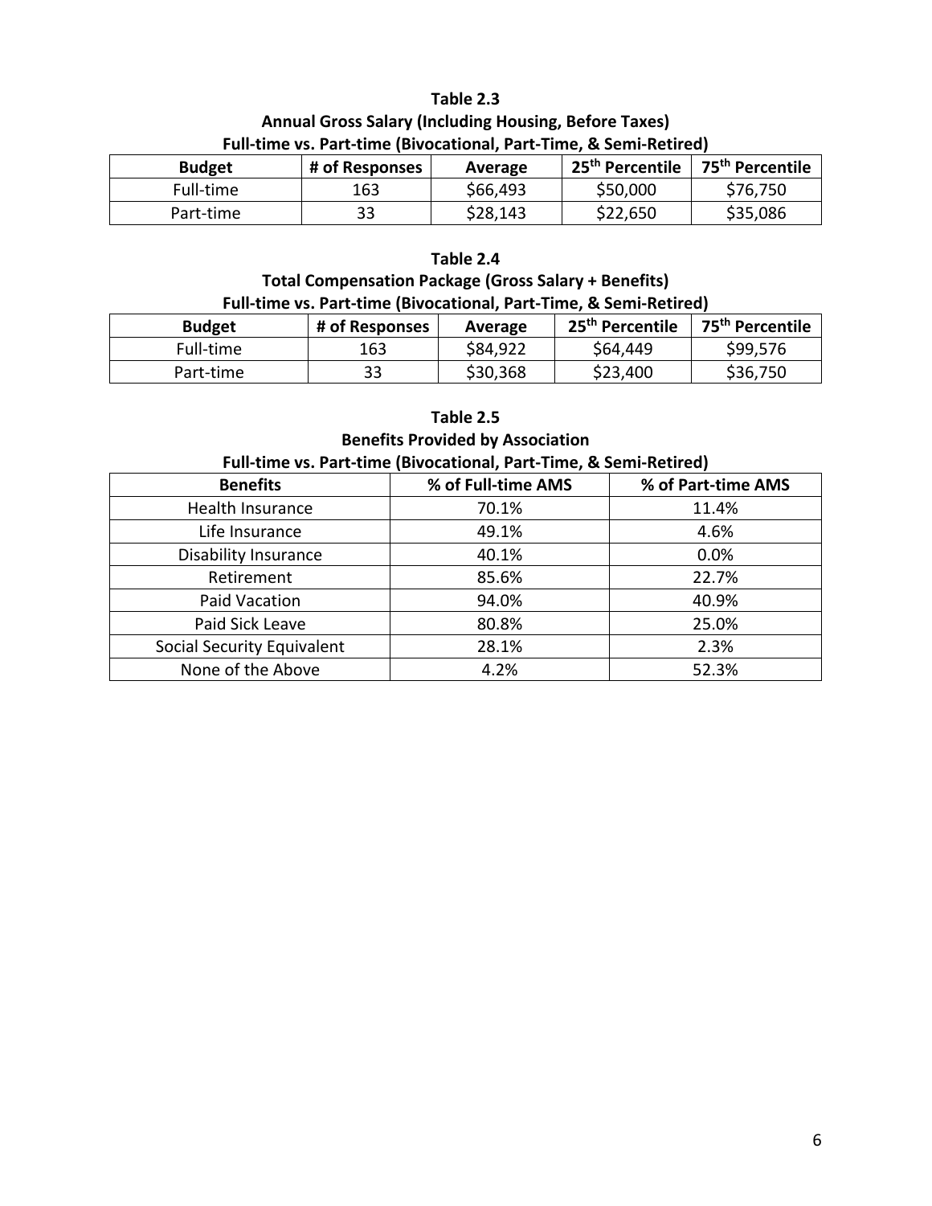**Table 2.3**

**Annual Gross Salary (Including Housing, Before Taxes)**

**Full-time vs. Part-time (Bivocational, Part-Time, & Semi-Retired)**

| Budget | # of Responses | Average | 25th Percentile | 75th Percentile |
|---|---|---|---|---|
| Full-time | 163 | $66,493 | $50,000 | $76,750 |
| Part-time | 33 | $28,143 | $22,650 | $35,086 |

**Table 2.4**

**Total Compensation Package (Gross Salary + Benefits)**

**Full-time vs. Part-time (Bivocational, Part-Time, & Semi-Retired)**

| Budget | # of Responses | Average | 25th Percentile | 75th Percentile |
|---|---|---|---|---|
| Full-time | 163 | $84,922 | $64,449 | $99,576 |
| Part-time | 33 | $30,368 | $23,400 | $36,750 |

**Table 2.5**

**Benefits Provided by Association**

**Full-time vs. Part-time (Bivocational, Part-Time, & Semi-Retired)**

| Benefits | % of Full-time AMS | % of Part-time AMS |
|---|---|---|
| Health Insurance | 70.1% | 11.4% |
| Life Insurance | 49.1% | 4.6% |
| Disability Insurance | 40.1% | 0.0% |
| Retirement | 85.6% | 22.7% |
| Paid Vacation | 94.0% | 40.9% |
| Paid Sick Leave | 80.8% | 25.0% |
| Social Security Equivalent | 28.1% | 2.3% |
| None of the Above | 4.2% | 52.3% |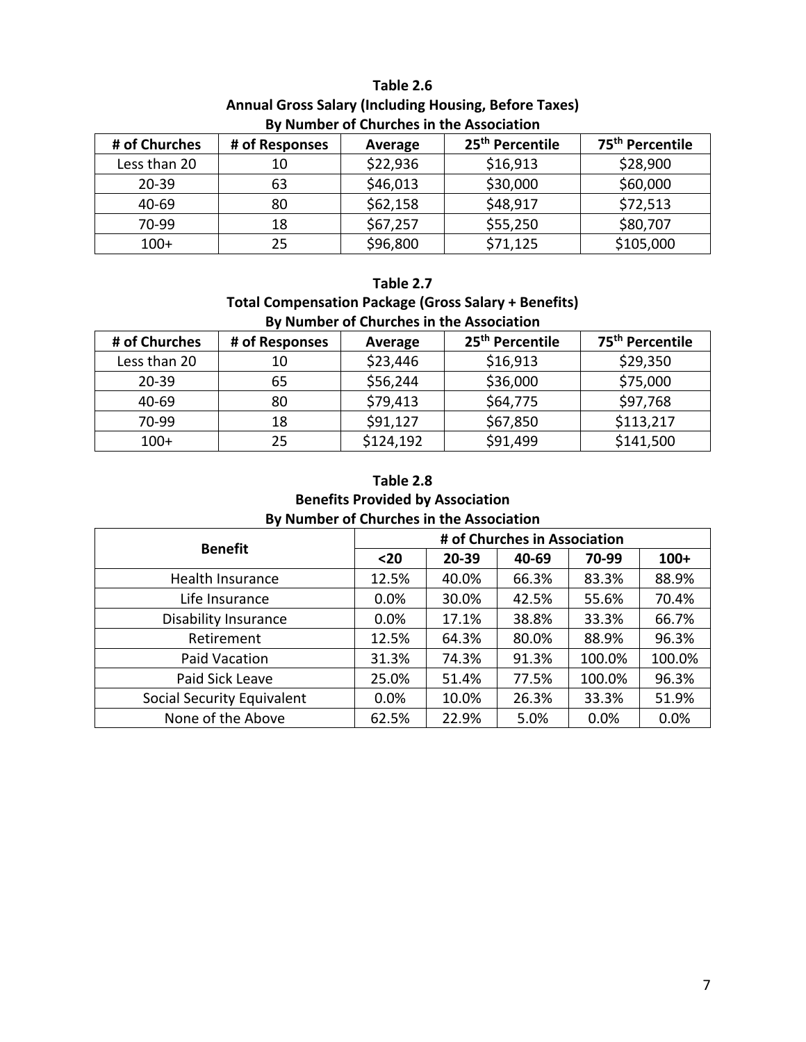**Table 2.6**
**Annual Gross Salary (Including Housing, Before Taxes)**
**By Number of Churches in the Association**

| # of Churches | # of Responses | Average | 25th Percentile | 75th Percentile |
|---|---|---|---|---|
| Less than 20 | 10 | $22,936 | $16,913 | $28,900 |
| 20-39 | 63 | $46,013 | $30,000 | $60,000 |
| 40-69 | 80 | $62,158 | $48,917 | $72,513 |
| 70-99 | 18 | $67,257 | $55,250 | $80,707 |
| 100+ | 25 | $96,800 | $71,125 | $105,000 |

**Table 2.7**
**Total Compensation Package (Gross Salary + Benefits)**
**By Number of Churches in the Association**

| # of Churches | # of Responses | Average | 25th Percentile | 75th Percentile |
|---|---|---|---|---|
| Less than 20 | 10 | $23,446 | $16,913 | $29,350 |
| 20-39 | 65 | $56,244 | $36,000 | $75,000 |
| 40-69 | 80 | $79,413 | $64,775 | $97,768 |
| 70-99 | 18 | $91,127 | $67,850 | $113,217 |
| 100+ | 25 | $124,192 | $91,499 | $141,500 |

**Table 2.8**
**Benefits Provided by Association**
**By Number of Churches in the Association**

| Benefit | # of Churches in Association | | | | |
|---|---|---|---|---|---|
| | <20 | 20-39 | 40-69 | 70-99 | 100+ |
| Health Insurance | 12.5% | 40.0% | 66.3% | 83.3% | 88.9% |
| Life Insurance | 0.0% | 30.0% | 42.5% | 55.6% | 70.4% |
| Disability Insurance | 0.0% | 17.1% | 38.8% | 33.3% | 66.7% |
| Retirement | 12.5% | 64.3% | 80.0% | 88.9% | 96.3% |
| Paid Vacation | 31.3% | 74.3% | 91.3% | 100.0% | 100.0% |
| Paid Sick Leave | 25.0% | 51.4% | 77.5% | 100.0% | 96.3% |
| Social Security Equivalent | 0.0% | 10.0% | 26.3% | 33.3% | 51.9% |
| None of the Above | 62.5% | 22.9% | 5.0% | 0.0% | 0.0% |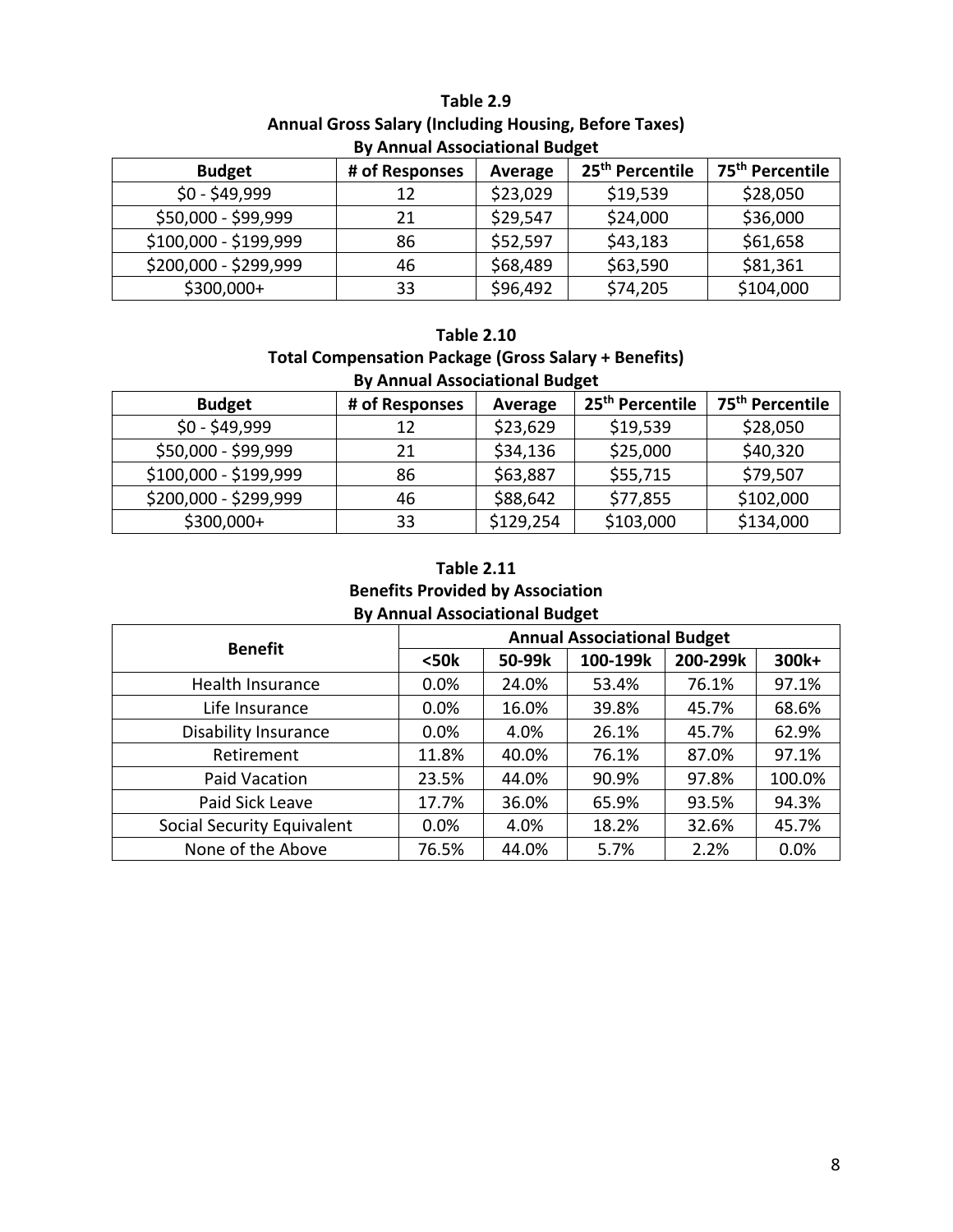**Table 2.9**
**Annual Gross Salary (Including Housing, Before Taxes)**
**By Annual Associational Budget**

| Budget | # of Responses | Average | 25th Percentile | 75th Percentile |
|---|---|---|---|---|
| $0 - $49,999 | 12 | $23,029 | $19,539 | $28,050 |
| $50,000 - $99,999 | 21 | $29,547 | $24,000 | $36,000 |
| $100,000 - $199,999 | 86 | $52,597 | $43,183 | $61,658 |
| $200,000 - $299,999 | 46 | $68,489 | $63,590 | $81,361 |
| $300,000+ | 33 | $96,492 | $74,205 | $104,000 |

**Table 2.10**
**Total Compensation Package (Gross Salary + Benefits)**
**By Annual Associational Budget**

| Budget | # of Responses | Average | 25th Percentile | 75th Percentile |
|---|---|---|---|---|
| $0 - $49,999 | 12 | $23,629 | $19,539 | $28,050 |
| $50,000 - $99,999 | 21 | $34,136 | $25,000 | $40,320 |
| $100,000 - $199,999 | 86 | $63,887 | $55,715 | $79,507 |
| $200,000 - $299,999 | 46 | $88,642 | $77,855 | $102,000 |
| $300,000+ | 33 | $129,254 | $103,000 | $134,000 |

**Table 2.11**
**Benefits Provided by Association**
**By Annual Associational Budget**

| Benefit | Annual Associational Budget | | | | |
|---|---|---|---|---|---|
| | <50k | 50-99k | 100-199k | 200-299k | 300k+ |
| Health Insurance | 0.0% | 24.0% | 53.4% | 76.1% | 97.1% |
| Life Insurance | 0.0% | 16.0% | 39.8% | 45.7% | 68.6% |
| Disability Insurance | 0.0% | 4.0% | 26.1% | 45.7% | 62.9% |
| Retirement | 11.8% | 40.0% | 76.1% | 87.0% | 97.1% |
| Paid Vacation | 23.5% | 44.0% | 90.9% | 97.8% | 100.0% |
| Paid Sick Leave | 17.7% | 36.0% | 65.9% | 93.5% | 94.3% |
| Social Security Equivalent | 0.0% | 4.0% | 18.2% | 32.6% | 45.7% |
| None of the Above | 76.5% | 44.0% | 5.7% | 2.2% | 0.0% |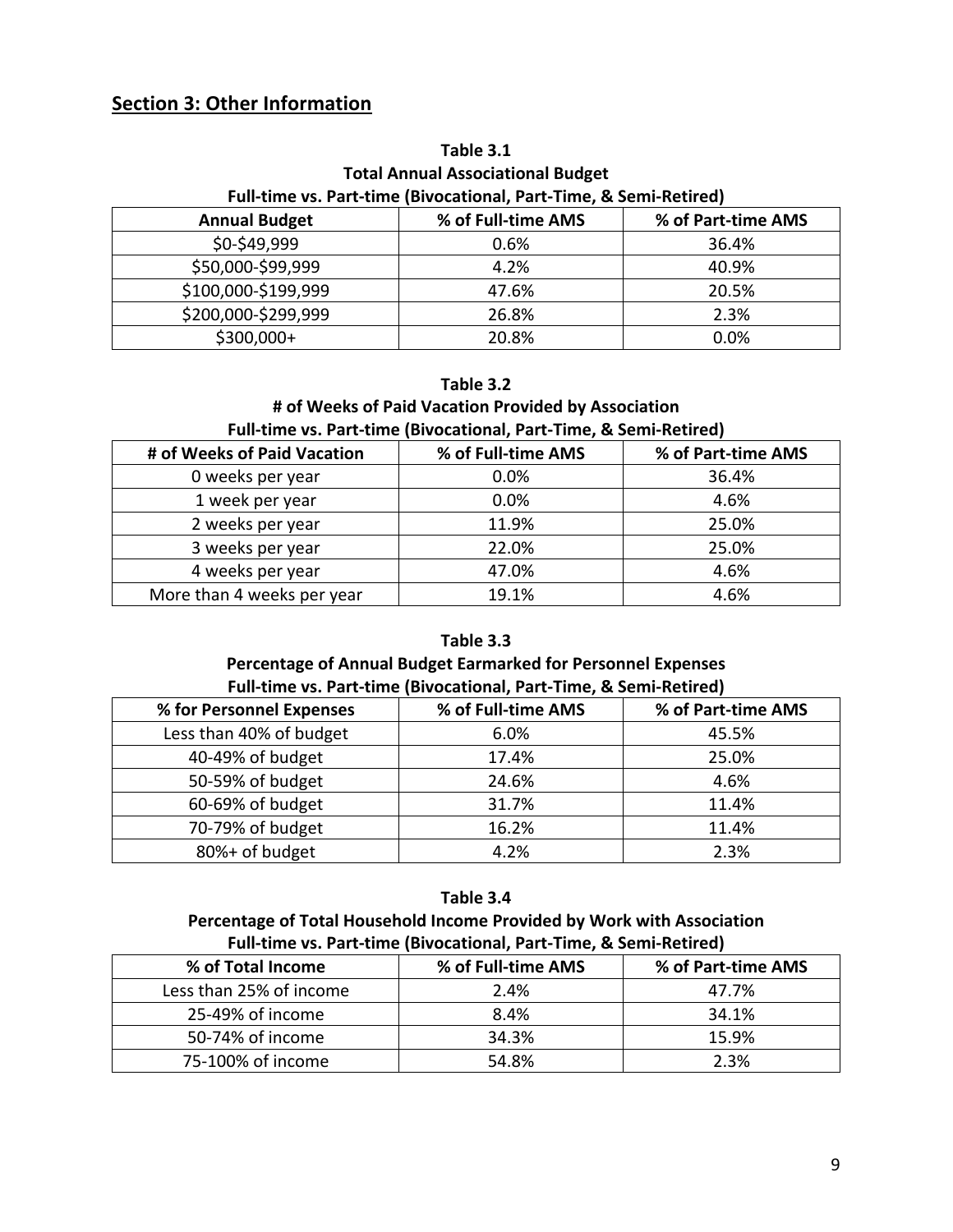## Section 3: Other Information

**Table 3.1**
**Total Annual Associational Budget**
**Full-time vs. Part-time (Bivocational, Part-Time, & Semi-Retired)**

| Annual Budget | % of Full-time AMS | % of Part-time AMS |
|---|---|---|
| $0-$49,999 | 0.6% | 36.4% |
| $50,000-$99,999 | 4.2% | 40.9% |
| $100,000-$199,999 | 47.6% | 20.5% |
| $200,000-$299,999 | 26.8% | 2.3% |
| $300,000+ | 20.8% | 0.0% |

**Table 3.2**
**# of Weeks of Paid Vacation Provided by Association**
**Full-time vs. Part-time (Bivocational, Part-Time, & Semi-Retired)**

| # of Weeks of Paid Vacation | % of Full-time AMS | % of Part-time AMS |
|---|---|---|
| 0 weeks per year | 0.0% | 36.4% |
| 1 week per year | 0.0% | 4.6% |
| 2 weeks per year | 11.9% | 25.0% |
| 3 weeks per year | 22.0% | 25.0% |
| 4 weeks per year | 47.0% | 4.6% |
| More than 4 weeks per year | 19.1% | 4.6% |

**Table 3.3**
**Percentage of Annual Budget Earmarked for Personnel Expenses**
**Full-time vs. Part-time (Bivocational, Part-Time, & Semi-Retired)**

| % for Personnel Expenses | % of Full-time AMS | % of Part-time AMS |
|---|---|---|
| Less than 40% of budget | 6.0% | 45.5% |
| 40-49% of budget | 17.4% | 25.0% |
| 50-59% of budget | 24.6% | 4.6% |
| 60-69% of budget | 31.7% | 11.4% |
| 70-79% of budget | 16.2% | 11.4% |
| 80%+ of budget | 4.2% | 2.3% |

**Table 3.4**
**Percentage of Total Household Income Provided by Work with Association**
**Full-time vs. Part-time (Bivocational, Part-Time, & Semi-Retired)**

| % of Total Income | % of Full-time AMS | % of Part-time AMS |
|---|---|---|
| Less than 25% of income | 2.4% | 47.7% |
| 25-49% of income | 8.4% | 34.1% |
| 50-74% of income | 34.3% | 15.9% |
| 75-100% of income | 54.8% | 2.3% |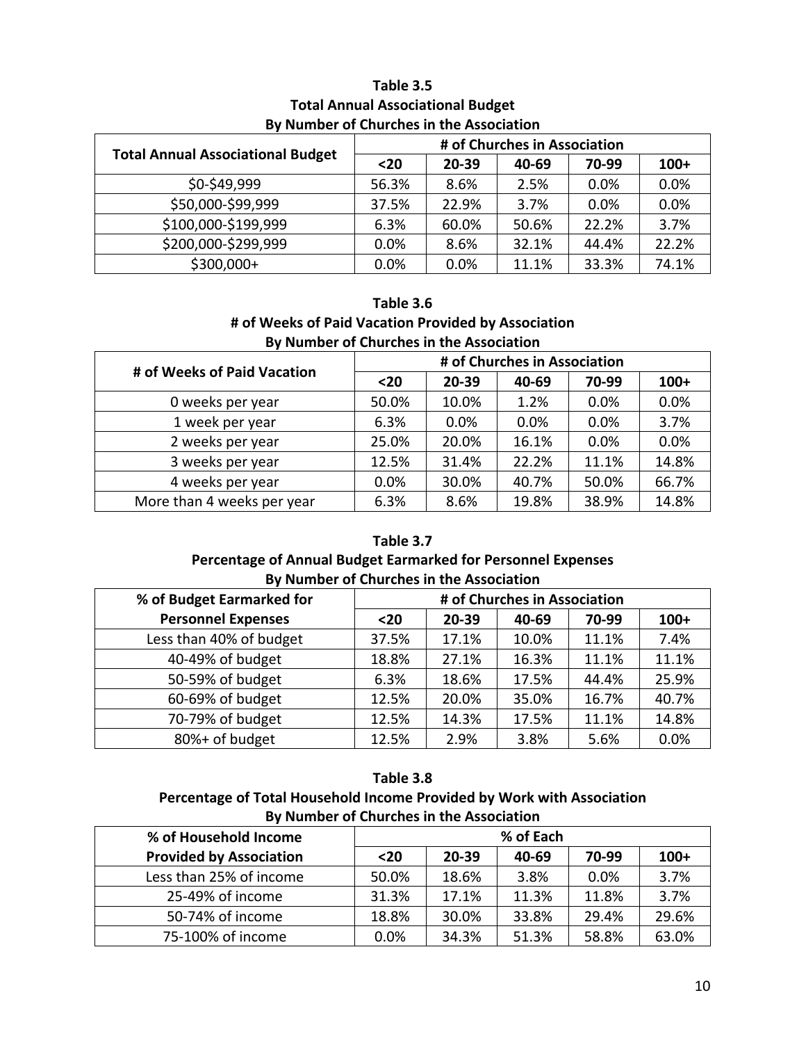**Table 3.5**
**Total Annual Associational Budget**
**By Number of Churches in the Association**

| Total Annual Associational Budget | # of Churches in Association | | | | |
|---|---|---|---|---|---|
| | <20 | 20-39 | 40-69 | 70-99 | 100+ |
| $0-$49,999 | 56.3% | 8.6% | 2.5% | 0.0% | 0.0% |
| $50,000-$99,999 | 37.5% | 22.9% | 3.7% | 0.0% | 0.0% |
| $100,000-$199,999 | 6.3% | 60.0% | 50.6% | 22.2% | 3.7% |
| $200,000-$299,999 | 0.0% | 8.6% | 32.1% | 44.4% | 22.2% |
| $300,000+ | 0.0% | 0.0% | 11.1% | 33.3% | 74.1% |

**Table 3.6**
**# of Weeks of Paid Vacation Provided by Association**
**By Number of Churches in the Association**

| # of Weeks of Paid Vacation | # of Churches in Association | | | | |
|---|---|---|---|---|---|
| | <20 | 20-39 | 40-69 | 70-99 | 100+ |
| 0 weeks per year | 50.0% | 10.0% | 1.2% | 0.0% | 0.0% |
| 1 week per year | 6.3% | 0.0% | 0.0% | 0.0% | 3.7% |
| 2 weeks per year | 25.0% | 20.0% | 16.1% | 0.0% | 0.0% |
| 3 weeks per year | 12.5% | 31.4% | 22.2% | 11.1% | 14.8% |
| 4 weeks per year | 0.0% | 30.0% | 40.7% | 50.0% | 66.7% |
| More than 4 weeks per year | 6.3% | 8.6% | 19.8% | 38.9% | 14.8% |

**Table 3.7**
**Percentage of Annual Budget Earmarked for Personnel Expenses**
**By Number of Churches in the Association**

| % of Budget Earmarked for Personnel Expenses | # of Churches in Association | | | | |
|---|---|---|---|---|---|
| | <20 | 20-39 | 40-69 | 70-99 | 100+ |
| Less than 40% of budget | 37.5% | 17.1% | 10.0% | 11.1% | 7.4% |
| 40-49% of budget | 18.8% | 27.1% | 16.3% | 11.1% | 11.1% |
| 50-59% of budget | 6.3% | 18.6% | 17.5% | 44.4% | 25.9% |
| 60-69% of budget | 12.5% | 20.0% | 35.0% | 16.7% | 40.7% |
| 70-79% of budget | 12.5% | 14.3% | 17.5% | 11.1% | 14.8% |
| 80%+ of budget | 12.5% | 2.9% | 3.8% | 5.6% | 0.0% |

**Table 3.8**
**Percentage of Total Household Income Provided by Work with Association**
**By Number of Churches in the Association**

| % of Household Income Provided by Association | % of Each | | | | |
|---|---|---|---|---|---|
| | <20 | 20-39 | 40-69 | 70-99 | 100+ |
| Less than 25% of income | 50.0% | 18.6% | 3.8% | 0.0% | 3.7% |
| 25-49% of income | 31.3% | 17.1% | 11.3% | 11.8% | 3.7% |
| 50-74% of income | 18.8% | 30.0% | 33.8% | 29.4% | 29.6% |
| 75-100% of income | 0.0% | 34.3% | 51.3% | 58.8% | 63.0% |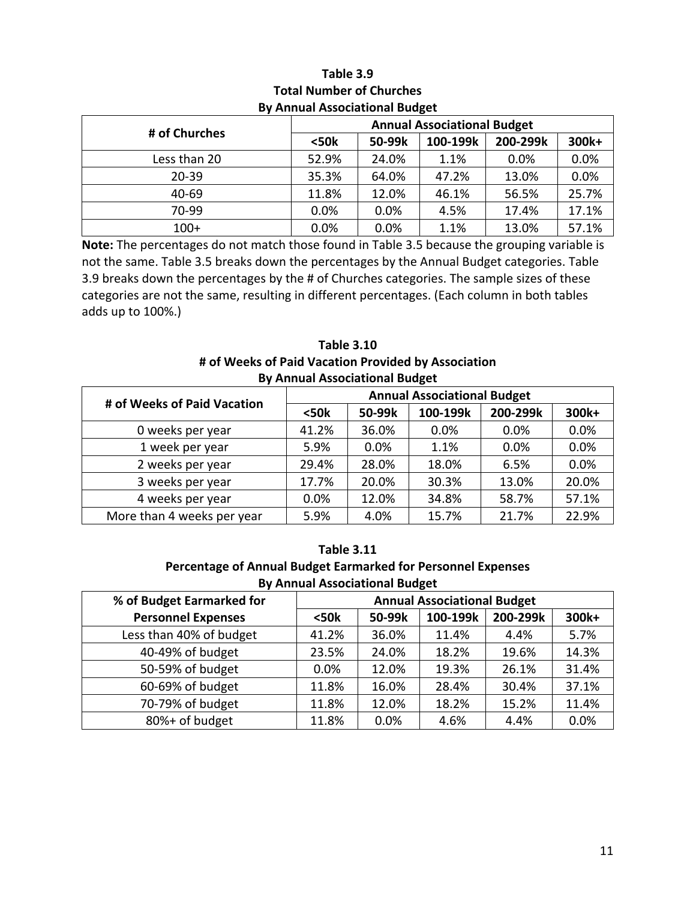**Table 3.9**
**Total Number of Churches**
**By Annual Associational Budget**

| # of Churches | Annual Associational Budget | | | | |
|---|---|---|---|---|---|
| | **<50k** | **50-99k** | **100-199k** | **200-299k** | **300k+** |
| Less than 20 | 52.9% | 24.0% | 1.1% | 0.0% | 0.0% |
| 20-39 | 35.3% | 64.0% | 47.2% | 13.0% | 0.0% |
| 40-69 | 11.8% | 12.0% | 46.1% | 56.5% | 25.7% |
| 70-99 | 0.0% | 0.0% | 4.5% | 17.4% | 17.1% |
| 100+ | 0.0% | 0.0% | 1.1% | 13.0% | 57.1% |

**Note:** The percentages do not match those found in Table 3.5 because the grouping variable is not the same. Table 3.5 breaks down the percentages by the Annual Budget categories. Table 3.9 breaks down the percentages by the # of Churches categories. The sample sizes of these categories are not the same, resulting in different percentages. (Each column in both tables adds up to 100%.)

**Table 3.10**
**# of Weeks of Paid Vacation Provided by Association**
**By Annual Associational Budget**

| # of Weeks of Paid Vacation | Annual Associational Budget | | | | |
|---|---|---|---|---|---|
| | **<50k** | **50-99k** | **100-199k** | **200-299k** | **300k+** |
| 0 weeks per year | 41.2% | 36.0% | 0.0% | 0.0% | 0.0% |
| 1 week per year | 5.9% | 0.0% | 1.1% | 0.0% | 0.0% |
| 2 weeks per year | 29.4% | 28.0% | 18.0% | 6.5% | 0.0% |
| 3 weeks per year | 17.7% | 20.0% | 30.3% | 13.0% | 20.0% |
| 4 weeks per year | 0.0% | 12.0% | 34.8% | 58.7% | 57.1% |
| More than 4 weeks per year | 5.9% | 4.0% | 15.7% | 21.7% | 22.9% |

**Table 3.11**
**Percentage of Annual Budget Earmarked for Personnel Expenses**
**By Annual Associational Budget**

| % of Budget Earmarked for Personnel Expenses | Annual Associational Budget | | | | |
|---|---|---|---|---|---|
| | **<50k** | **50-99k** | **100-199k** | **200-299k** | **300k+** |
| Less than 40% of budget | 41.2% | 36.0% | 11.4% | 4.4% | 5.7% |
| 40-49% of budget | 23.5% | 24.0% | 18.2% | 19.6% | 14.3% |
| 50-59% of budget | 0.0% | 12.0% | 19.3% | 26.1% | 31.4% |
| 60-69% of budget | 11.8% | 16.0% | 28.4% | 30.4% | 37.1% |
| 70-79% of budget | 11.8% | 12.0% | 18.2% | 15.2% | 11.4% |
| 80%+ of budget | 11.8% | 0.0% | 4.6% | 4.4% | 0.0% |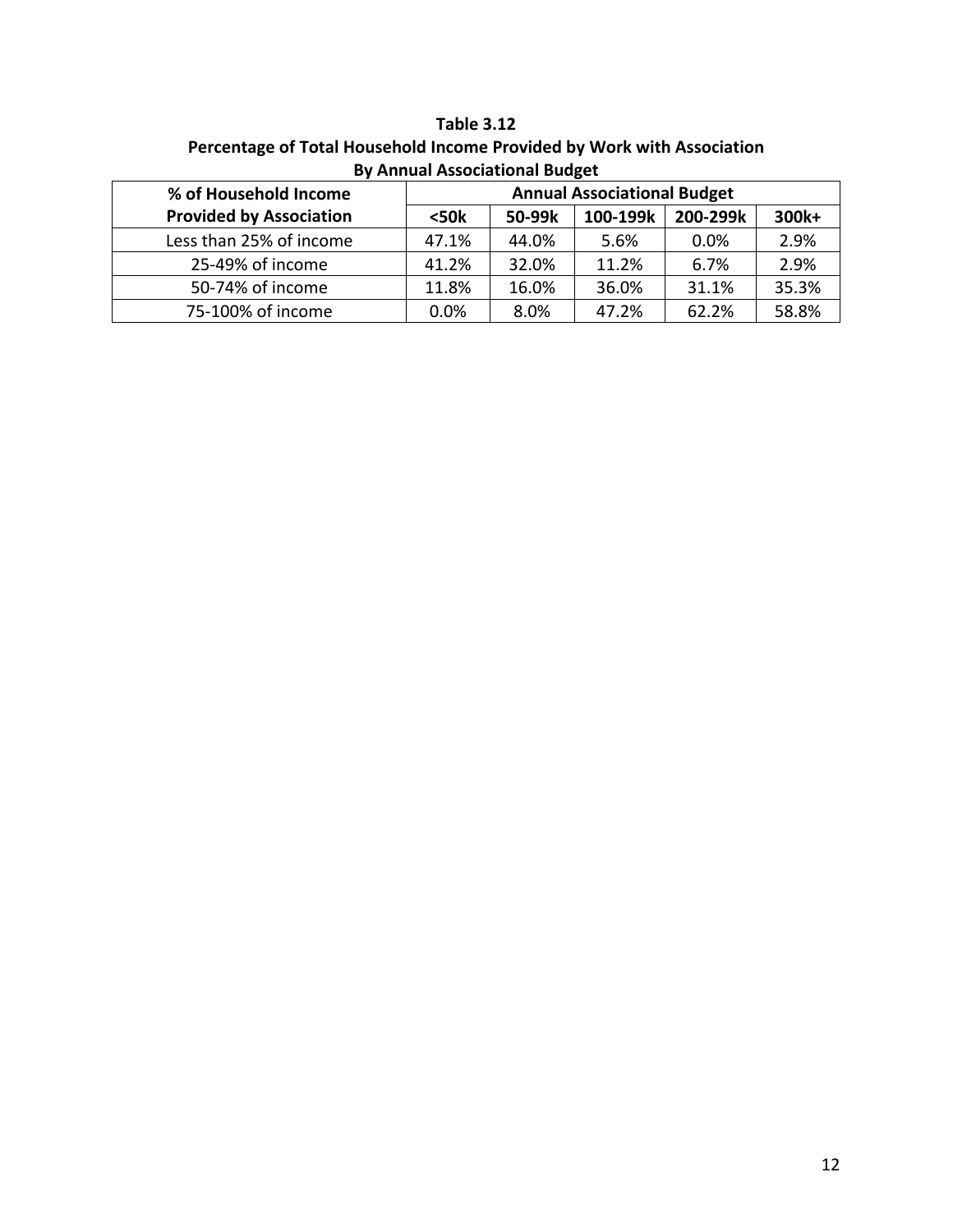**Table 3.12**
**Percentage of Total Household Income Provided by Work with Association**
**By Annual Associational Budget**

| % of Household Income Provided by Association | Annual Associational Budget | | | | |
|---|---|---|---|---|---|
| | <50k | 50-99k | 100-199k | 200-299k | 300k+ |
| Less than 25% of income | 47.1% | 44.0% | 5.6% | 0.0% | 2.9% |
| 25-49% of income | 41.2% | 32.0% | 11.2% | 6.7% | 2.9% |
| 50-74% of income | 11.8% | 16.0% | 36.0% | 31.1% | 35.3% |
| 75-100% of income | 0.0% | 8.0% | 47.2% | 62.2% | 58.8% |